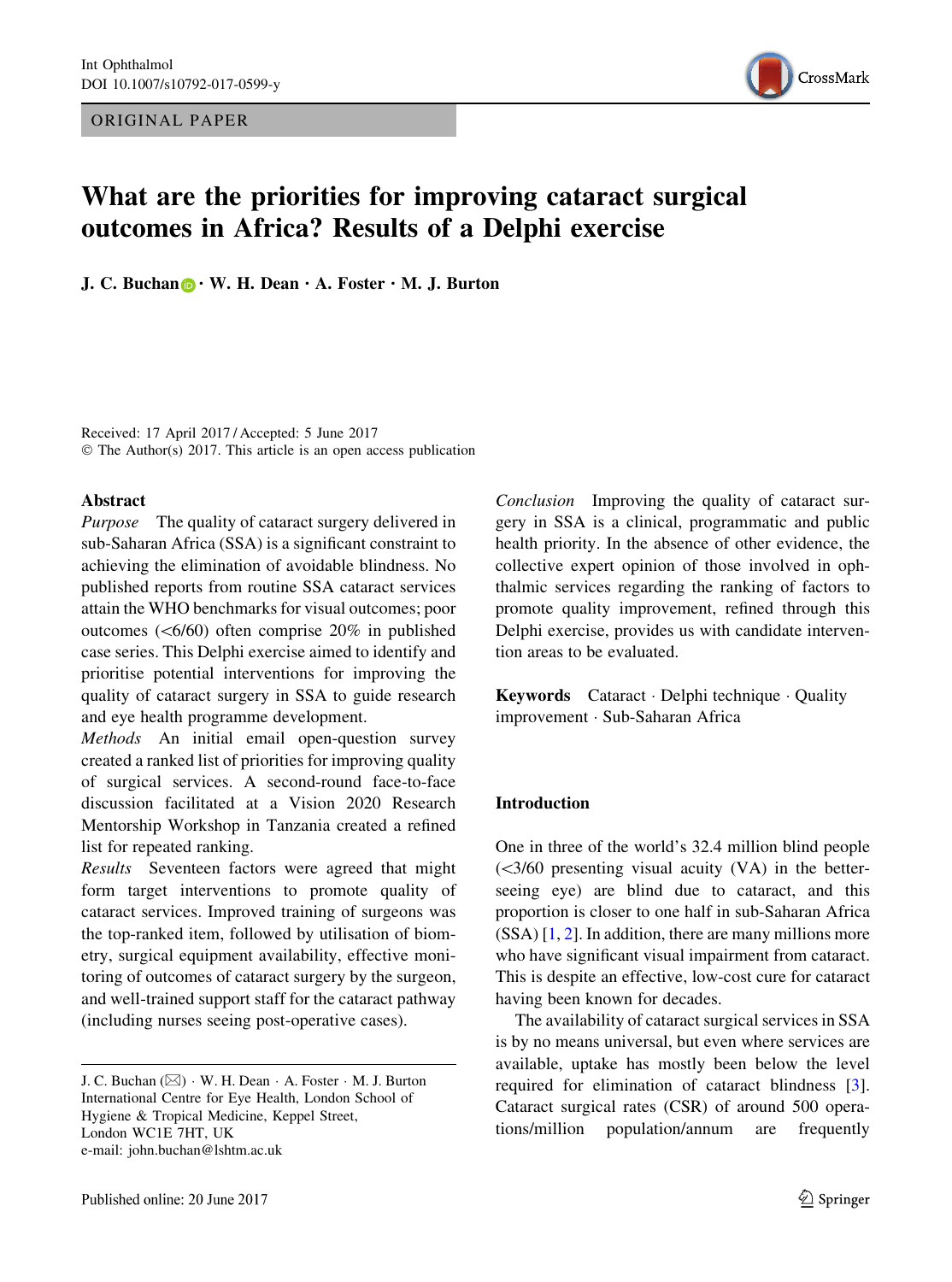ORIGINAL PAPER

# What are the priorities for improving cataract surgical outcomes in Africa? Results of a Delphi exercise

**J. C. Buchan · W. H. Dean · A. Foster · M. J. Burton**

Received: 17 April 2017 / Accepted: 5 June 2017
© The Author(s) 2017. This article is an open access publication

## Abstract

*Purpose* The quality of cataract surgery delivered in sub-Saharan Africa (SSA) is a significant constraint to achieving the elimination of avoidable blindness. No published reports from routine SSA cataract services attain the WHO benchmarks for visual outcomes; poor outcomes (<6/60) often comprise 20% in published case series. This Delphi exercise aimed to identify and prioritise potential interventions for improving the quality of cataract surgery in SSA to guide research and eye health programme development.

*Methods* An initial email open-question survey created a ranked list of priorities for improving quality of surgical services. A second-round face-to-face discussion facilitated at a Vision 2020 Research Mentorship Workshop in Tanzania created a refined list for repeated ranking.

*Results* Seventeen factors were agreed that might form target interventions to promote quality of cataract services. Improved training of surgeons was the top-ranked item, followed by utilisation of biometry, surgical equipment availability, effective monitoring of outcomes of cataract surgery by the surgeon, and well-trained support staff for the cataract pathway (including nurses seeing post-operative cases).

*Conclusion* Improving the quality of cataract surgery in SSA is a clinical, programmatic and public health priority. In the absence of other evidence, the collective expert opinion of those involved in ophthalmic services regarding the ranking of factors to promote quality improvement, refined through this Delphi exercise, provides us with candidate intervention areas to be evaluated.

**Keywords** Cataract · Delphi technique · Quality improvement · Sub-Saharan Africa

J. C. Buchan (✉) · W. H. Dean · A. Foster · M. J. Burton
International Centre for Eye Health, London School of Hygiene & Tropical Medicine, Keppel Street, London WC1E 7HT, UK
e-mail: john.buchan@lshtm.ac.uk

## Introduction

One in three of the world's 32.4 million blind people (<3/60 presenting visual acuity (VA) in the better-seeing eye) are blind due to cataract, and this proportion is closer to one half in sub-Saharan Africa (SSA) [1, 2]. In addition, there are many millions more who have significant visual impairment from cataract. This is despite an effective, low-cost cure for cataract having been known for decades.

The availability of cataract surgical services in SSA is by no means universal, but even where services are available, uptake has mostly been below the level required for elimination of cataract blindness [3]. Cataract surgical rates (CSR) of around 500 operations/million population/annum are frequently

Published online: 20 June 2017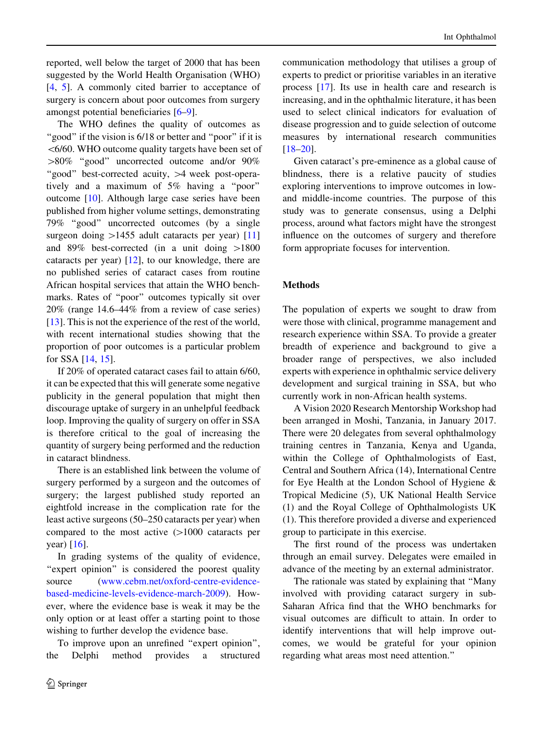reported, well below the target of 2000 that has been suggested by the World Health Organisation (WHO) [4, 5]. A commonly cited barrier to acceptance of surgery is concern about poor outcomes from surgery amongst potential beneficiaries [6–9].

The WHO defines the quality of outcomes as "good" if the vision is 6/18 or better and "poor" if it is <6/60. WHO outcome quality targets have been set of >80% "good" uncorrected outcome and/or 90% "good" best-corrected acuity, >4 week post-operatively and a maximum of 5% having a "poor" outcome [10]. Although large case series have been published from higher volume settings, demonstrating 79% "good" uncorrected outcomes (by a single surgeon doing >1455 adult cataracts per year) [11] and 89% best-corrected (in a unit doing >1800 cataracts per year) [12], to our knowledge, there are no published series of cataract cases from routine African hospital services that attain the WHO benchmarks. Rates of "poor" outcomes typically sit over 20% (range 14.6–44% from a review of case series) [13]. This is not the experience of the rest of the world, with recent international studies showing that the proportion of poor outcomes is a particular problem for SSA [14, 15].

If 20% of operated cataract cases fail to attain 6/60, it can be expected that this will generate some negative publicity in the general population that might then discourage uptake of surgery in an unhelpful feedback loop. Improving the quality of surgery on offer in SSA is therefore critical to the goal of increasing the quantity of surgery being performed and the reduction in cataract blindness.

There is an established link between the volume of surgery performed by a surgeon and the outcomes of surgery; the largest published study reported an eightfold increase in the complication rate for the least active surgeons (50–250 cataracts per year) when compared to the most active (>1000 cataracts per year) [16].

In grading systems of the quality of evidence, "expert opinion" is considered the poorest quality source (www.cebm.net/oxford-centre-evidence-based-medicine-levels-evidence-march-2009). However, where the evidence base is weak it may be the only option or at least offer a starting point to those wishing to further develop the evidence base.

To improve upon an unrefined "expert opinion", the Delphi method provides a structured communication methodology that utilises a group of experts to predict or prioritise variables in an iterative process [17]. Its use in health care and research is increasing, and in the ophthalmic literature, it has been used to select clinical indicators for evaluation of disease progression and to guide selection of outcome measures by international research communities [18–20].

Given cataract's pre-eminence as a global cause of blindness, there is a relative paucity of studies exploring interventions to improve outcomes in low- and middle-income countries. The purpose of this study was to generate consensus, using a Delphi process, around what factors might have the strongest influence on the outcomes of surgery and therefore form appropriate focuses for intervention.

## Methods

The population of experts we sought to draw from were those with clinical, programme management and research experience within SSA. To provide a greater breadth of experience and background to give a broader range of perspectives, we also included experts with experience in ophthalmic service delivery development and surgical training in SSA, but who currently work in non-African health systems.

A Vision 2020 Research Mentorship Workshop had been arranged in Moshi, Tanzania, in January 2017. There were 20 delegates from several ophthalmology training centres in Tanzania, Kenya and Uganda, within the College of Ophthalmologists of East, Central and Southern Africa (14), International Centre for Eye Health at the London School of Hygiene & Tropical Medicine (5), UK National Health Service (1) and the Royal College of Ophthalmologists UK (1). This therefore provided a diverse and experienced group to participate in this exercise.

The first round of the process was undertaken through an email survey. Delegates were emailed in advance of the meeting by an external administrator.

The rationale was stated by explaining that "Many involved with providing cataract surgery in sub-Saharan Africa find that the WHO benchmarks for visual outcomes are difficult to attain. In order to identify interventions that will help improve outcomes, we would be grateful for your opinion regarding what areas most need attention."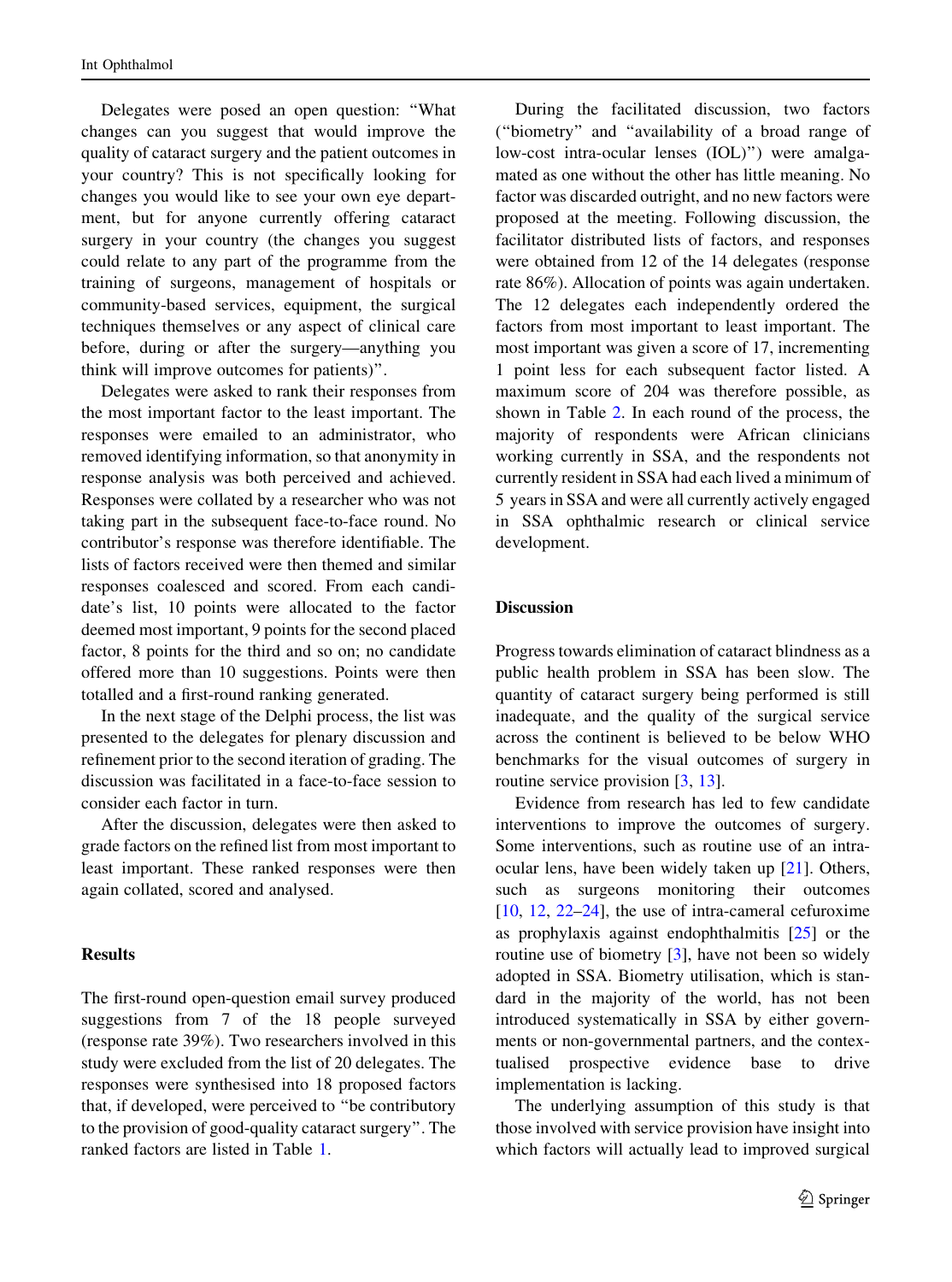Delegates were posed an open question: "What changes can you suggest that would improve the quality of cataract surgery and the patient outcomes in your country? This is not specifically looking for changes you would like to see your own eye department, but for anyone currently offering cataract surgery in your country (the changes you suggest could relate to any part of the programme from the training of surgeons, management of hospitals or community-based services, equipment, the surgical techniques themselves or any aspect of clinical care before, during or after the surgery—anything you think will improve outcomes for patients)".

Delegates were asked to rank their responses from the most important factor to the least important. The responses were emailed to an administrator, who removed identifying information, so that anonymity in response analysis was both perceived and achieved. Responses were collated by a researcher who was not taking part in the subsequent face-to-face round. No contributor's response was therefore identifiable. The lists of factors received were then themed and similar responses coalesced and scored. From each candidate's list, 10 points were allocated to the factor deemed most important, 9 points for the second placed factor, 8 points for the third and so on; no candidate offered more than 10 suggestions. Points were then totalled and a first-round ranking generated.

In the next stage of the Delphi process, the list was presented to the delegates for plenary discussion and refinement prior to the second iteration of grading. The discussion was facilitated in a face-to-face session to consider each factor in turn.

After the discussion, delegates were then asked to grade factors on the refined list from most important to least important. These ranked responses were then again collated, scored and analysed.

## Results

The first-round open-question email survey produced suggestions from 7 of the 18 people surveyed (response rate 39%). Two researchers involved in this study were excluded from the list of 20 delegates. The responses were synthesised into 18 proposed factors that, if developed, were perceived to "be contributory to the provision of good-quality cataract surgery". The ranked factors are listed in Table 1.

During the facilitated discussion, two factors ("biometry" and "availability of a broad range of low-cost intra-ocular lenses (IOL)") were amalgamated as one without the other has little meaning. No factor was discarded outright, and no new factors were proposed at the meeting. Following discussion, the facilitator distributed lists of factors, and responses were obtained from 12 of the 14 delegates (response rate 86%). Allocation of points was again undertaken. The 12 delegates each independently ordered the factors from most important to least important. The most important was given a score of 17, incrementing 1 point less for each subsequent factor listed. A maximum score of 204 was therefore possible, as shown in Table 2. In each round of the process, the majority of respondents were African clinicians working currently in SSA, and the respondents not currently resident in SSA had each lived a minimum of 5 years in SSA and were all currently actively engaged in SSA ophthalmic research or clinical service development.

## Discussion

Progress towards elimination of cataract blindness as a public health problem in SSA has been slow. The quantity of cataract surgery being performed is still inadequate, and the quality of the surgical service across the continent is believed to be below WHO benchmarks for the visual outcomes of surgery in routine service provision [3, 13].

Evidence from research has led to few candidate interventions to improve the outcomes of surgery. Some interventions, such as routine use of an intra-ocular lens, have been widely taken up [21]. Others, such as surgeons monitoring their outcomes [10, 12, 22–24], the use of intra-cameral cefuroxime as prophylaxis against endophthalmitis [25] or the routine use of biometry [3], have not been so widely adopted in SSA. Biometry utilisation, which is standard in the majority of the world, has not been introduced systematically in SSA by either governments or non-governmental partners, and the contextualised prospective evidence base to drive implementation is lacking.

The underlying assumption of this study is that those involved with service provision have insight into which factors will actually lead to improved surgical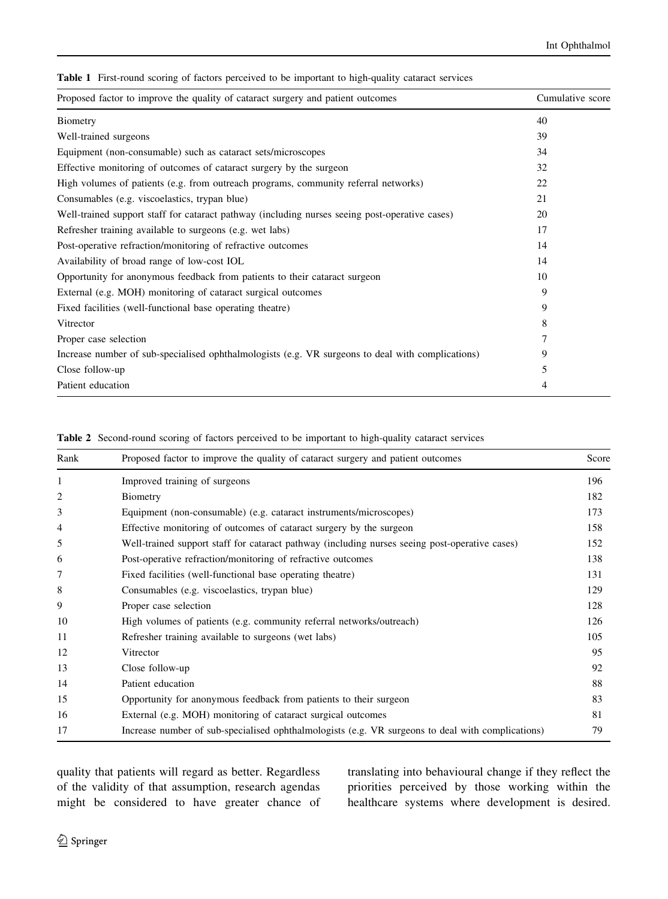**Table 1** First-round scoring of factors perceived to be important to high-quality cataract services

| Proposed factor to improve the quality of cataract surgery and patient outcomes | Cumulative score |
|---|---|
| Biometry | 40 |
| Well-trained surgeons | 39 |
| Equipment (non-consumable) such as cataract sets/microscopes | 34 |
| Effective monitoring of outcomes of cataract surgery by the surgeon | 32 |
| High volumes of patients (e.g. from outreach programs, community referral networks) | 22 |
| Consumables (e.g. viscoelastics, trypan blue) | 21 |
| Well-trained support staff for cataract pathway (including nurses seeing post-operative cases) | 20 |
| Refresher training available to surgeons (e.g. wet labs) | 17 |
| Post-operative refraction/monitoring of refractive outcomes | 14 |
| Availability of broad range of low-cost IOL | 14 |
| Opportunity for anonymous feedback from patients to their cataract surgeon | 10 |
| External (e.g. MOH) monitoring of cataract surgical outcomes | 9 |
| Fixed facilities (well-functional base operating theatre) | 9 |
| Vitrector | 8 |
| Proper case selection | 7 |
| Increase number of sub-specialised ophthalmologists (e.g. VR surgeons to deal with complications) | 9 |
| Close follow-up | 5 |
| Patient education | 4 |

**Table 2** Second-round scoring of factors perceived to be important to high-quality cataract services

| Rank | Proposed factor to improve the quality of cataract surgery and patient outcomes | Score |
|---|---|---|
| 1 | Improved training of surgeons | 196 |
| 2 | Biometry | 182 |
| 3 | Equipment (non-consumable) (e.g. cataract instruments/microscopes) | 173 |
| 4 | Effective monitoring of outcomes of cataract surgery by the surgeon | 158 |
| 5 | Well-trained support staff for cataract pathway (including nurses seeing post-operative cases) | 152 |
| 6 | Post-operative refraction/monitoring of refractive outcomes | 138 |
| 7 | Fixed facilities (well-functional base operating theatre) | 131 |
| 8 | Consumables (e.g. viscoelastics, trypan blue) | 129 |
| 9 | Proper case selection | 128 |
| 10 | High volumes of patients (e.g. community referral networks/outreach) | 126 |
| 11 | Refresher training available to surgeons (wet labs) | 105 |
| 12 | Vitrector | 95 |
| 13 | Close follow-up | 92 |
| 14 | Patient education | 88 |
| 15 | Opportunity for anonymous feedback from patients to their surgeon | 83 |
| 16 | External (e.g. MOH) monitoring of cataract surgical outcomes | 81 |
| 17 | Increase number of sub-specialised ophthalmologists (e.g. VR surgeons to deal with complications) | 79 |

quality that patients will regard as better. Regardless of the validity of that assumption, research agendas might be considered to have greater chance of translating into behavioural change if they reflect the priorities perceived by those working within the healthcare systems where development is desired.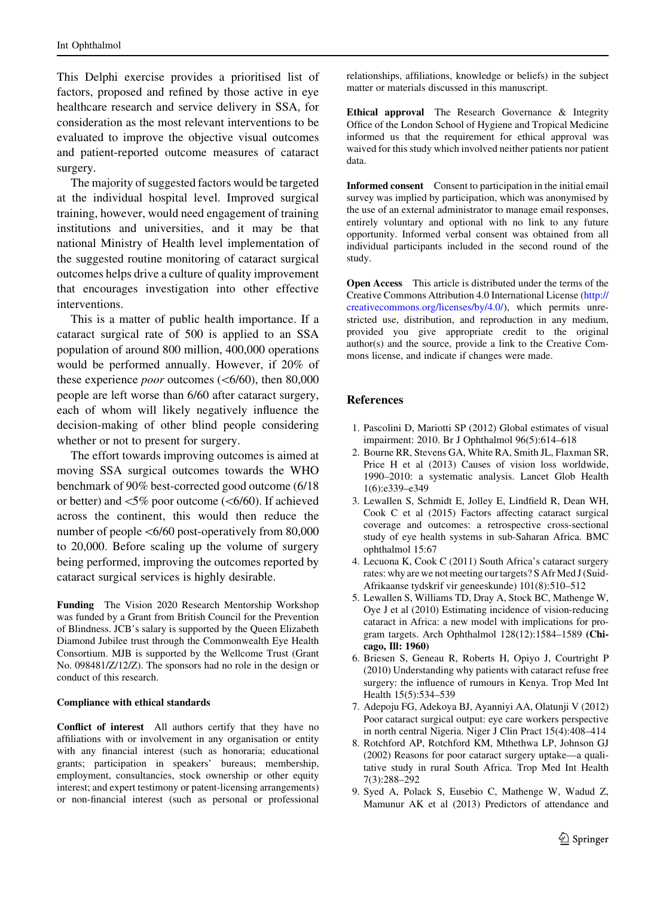This Delphi exercise provides a prioritised list of factors, proposed and refined by those active in eye healthcare research and service delivery in SSA, for consideration as the most relevant interventions to be evaluated to improve the objective visual outcomes and patient-reported outcome measures of cataract surgery.

The majority of suggested factors would be targeted at the individual hospital level. Improved surgical training, however, would need engagement of training institutions and universities, and it may be that national Ministry of Health level implementation of the suggested routine monitoring of cataract surgical outcomes helps drive a culture of quality improvement that encourages investigation into other effective interventions.

This is a matter of public health importance. If a cataract surgical rate of 500 is applied to an SSA population of around 800 million, 400,000 operations would be performed annually. However, if 20% of these experience *poor* outcomes (<6/60), then 80,000 people are left worse than 6/60 after cataract surgery, each of whom will likely negatively influence the decision-making of other blind people considering whether or not to present for surgery.

The effort towards improving outcomes is aimed at moving SSA surgical outcomes towards the WHO benchmark of 90% best-corrected good outcome (6/18 or better) and <5% poor outcome (<6/60). If achieved across the continent, this would then reduce the number of people <6/60 post-operatively from 80,000 to 20,000. Before scaling up the volume of surgery being performed, improving the outcomes reported by cataract surgical services is highly desirable.

**Funding** The Vision 2020 Research Mentorship Workshop was funded by a Grant from British Council for the Prevention of Blindness. JCB's salary is supported by the Queen Elizabeth Diamond Jubilee trust through the Commonwealth Eye Health Consortium. MJB is supported by the Wellcome Trust (Grant No. 098481/Z/12/Z). The sponsors had no role in the design or conduct of this research.

**Compliance with ethical standards**

**Conflict of interest** All authors certify that they have no affiliations with or involvement in any organisation or entity with any financial interest (such as honoraria; educational grants; participation in speakers' bureaus; membership, employment, consultancies, stock ownership or other equity interest; and expert testimony or patent-licensing arrangements) or non-financial interest (such as personal or professional relationships, affiliations, knowledge or beliefs) in the subject matter or materials discussed in this manuscript.

**Ethical approval** The Research Governance & Integrity Office of the London School of Hygiene and Tropical Medicine informed us that the requirement for ethical approval was waived for this study which involved neither patients nor patient data.

**Informed consent** Consent to participation in the initial email survey was implied by participation, which was anonymised by the use of an external administrator to manage email responses, entirely voluntary and optional with no link to any future opportunity. Informed verbal consent was obtained from all individual participants included in the second round of the study.

**Open Access** This article is distributed under the terms of the Creative Commons Attribution 4.0 International License (http://creativecommons.org/licenses/by/4.0/), which permits unrestricted use, distribution, and reproduction in any medium, provided you give appropriate credit to the original author(s) and the source, provide a link to the Creative Commons license, and indicate if changes were made.

## References

1. Pascolini D, Mariotti SP (2012) Global estimates of visual impairment: 2010. Br J Ophthalmol 96(5):614–618
2. Bourne RR, Stevens GA, White RA, Smith JL, Flaxman SR, Price H et al (2013) Causes of vision loss worldwide, 1990–2010: a systematic analysis. Lancet Glob Health 1(6):e339–e349
3. Lewallen S, Schmidt E, Jolley E, Lindfield R, Dean WH, Cook C et al (2015) Factors affecting cataract surgical coverage and outcomes: a retrospective cross-sectional study of eye health systems in sub-Saharan Africa. BMC ophthalmol 15:67
4. Lecuona K, Cook C (2011) South Africa's cataract surgery rates: why are we not meeting our targets? S Afr Med J (Suid-Afrikaanse tydskrif vir geneeskunde) 101(8):510–512
5. Lewallen S, Williams TD, Dray A, Stock BC, Mathenge W, Oye J et al (2010) Estimating incidence of vision-reducing cataract in Africa: a new model with implications for program targets. Arch Ophthalmol 128(12):1584–1589 **(Chicago, Ill: 1960)**
6. Briesen S, Geneau R, Roberts H, Opiyo J, Courtright P (2010) Understanding why patients with cataract refuse free surgery: the influence of rumours in Kenya. Trop Med Int Health 15(5):534–539
7. Adepoju FG, Adekoya BJ, Ayanniyi AA, Olatunji V (2012) Poor cataract surgical output: eye care workers perspective in north central Nigeria. Niger J Clin Pract 15(4):408–414
8. Rotchford AP, Rotchford KM, Mthethwa LP, Johnson GJ (2002) Reasons for poor cataract surgery uptake—a qualitative study in rural South Africa. Trop Med Int Health 7(3):288–292
9. Syed A, Polack S, Eusebio C, Mathenge W, Wadud Z, Mamunur AK et al (2013) Predictors of attendance and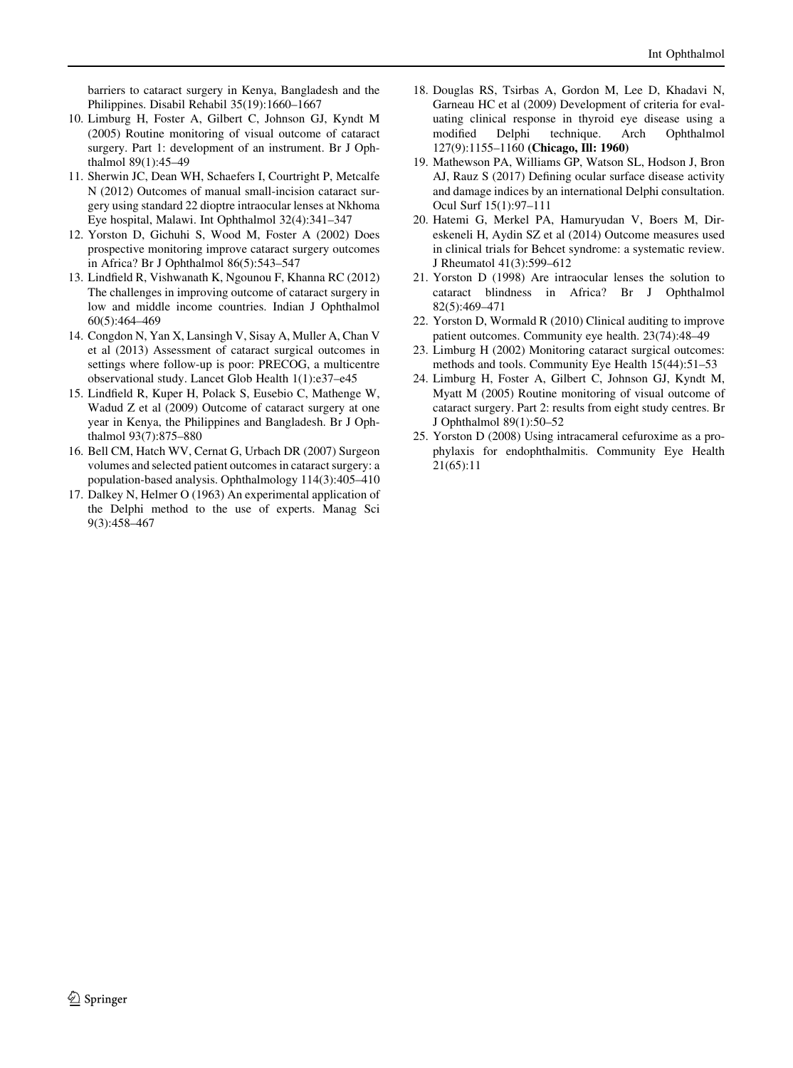barriers to cataract surgery in Kenya, Bangladesh and the Philippines. Disabil Rehabil 35(19):1660–1667

10. Limburg H, Foster A, Gilbert C, Johnson GJ, Kyndt M (2005) Routine monitoring of visual outcome of cataract surgery. Part 1: development of an instrument. Br J Ophthalmol 89(1):45–49
11. Sherwin JC, Dean WH, Schaefers I, Courtright P, Metcalfe N (2012) Outcomes of manual small-incision cataract surgery using standard 22 dioptre intraocular lenses at Nkhoma Eye hospital, Malawi. Int Ophthalmol 32(4):341–347
12. Yorston D, Gichuhi S, Wood M, Foster A (2002) Does prospective monitoring improve cataract surgery outcomes in Africa? Br J Ophthalmol 86(5):543–547
13. Lindfield R, Vishwanath K, Ngounou F, Khanna RC (2012) The challenges in improving outcome of cataract surgery in low and middle income countries. Indian J Ophthalmol 60(5):464–469
14. Congdon N, Yan X, Lansingh V, Sisay A, Muller A, Chan V et al (2013) Assessment of cataract surgical outcomes in settings where follow-up is poor: PRECOG, a multicentre observational study. Lancet Glob Health 1(1):e37–e45
15. Lindfield R, Kuper H, Polack S, Eusebio C, Mathenge W, Wadud Z et al (2009) Outcome of cataract surgery at one year in Kenya, the Philippines and Bangladesh. Br J Ophthalmol 93(7):875–880
16. Bell CM, Hatch WV, Cernat G, Urbach DR (2007) Surgeon volumes and selected patient outcomes in cataract surgery: a population-based analysis. Ophthalmology 114(3):405–410
17. Dalkey N, Helmer O (1963) An experimental application of the Delphi method to the use of experts. Manag Sci 9(3):458–467
18. Douglas RS, Tsirbas A, Gordon M, Lee D, Khadavi N, Garneau HC et al (2009) Development of criteria for evaluating clinical response in thyroid eye disease using a modified Delphi technique. Arch Ophthalmol 127(9):1155–1160 **(Chicago, Ill: 1960)**
19. Mathewson PA, Williams GP, Watson SL, Hodson J, Bron AJ, Rauz S (2017) Defining ocular surface disease activity and damage indices by an international Delphi consultation. Ocul Surf 15(1):97–111
20. Hatemi G, Merkel PA, Hamuryudan V, Boers M, Direskeneli H, Aydin SZ et al (2014) Outcome measures used in clinical trials for Behcet syndrome: a systematic review. J Rheumatol 41(3):599–612
21. Yorston D (1998) Are intraocular lenses the solution to cataract blindness in Africa? Br J Ophthalmol 82(5):469–471
22. Yorston D, Wormald R (2010) Clinical auditing to improve patient outcomes. Community eye health. 23(74):48–49
23. Limburg H (2002) Monitoring cataract surgical outcomes: methods and tools. Community Eye Health 15(44):51–53
24. Limburg H, Foster A, Gilbert C, Johnson GJ, Kyndt M, Myatt M (2005) Routine monitoring of visual outcome of cataract surgery. Part 2: results from eight study centres. Br J Ophthalmol 89(1):50–52
25. Yorston D (2008) Using intracameral cefuroxime as a prophylaxis for endophthalmitis. Community Eye Health 21(65):11